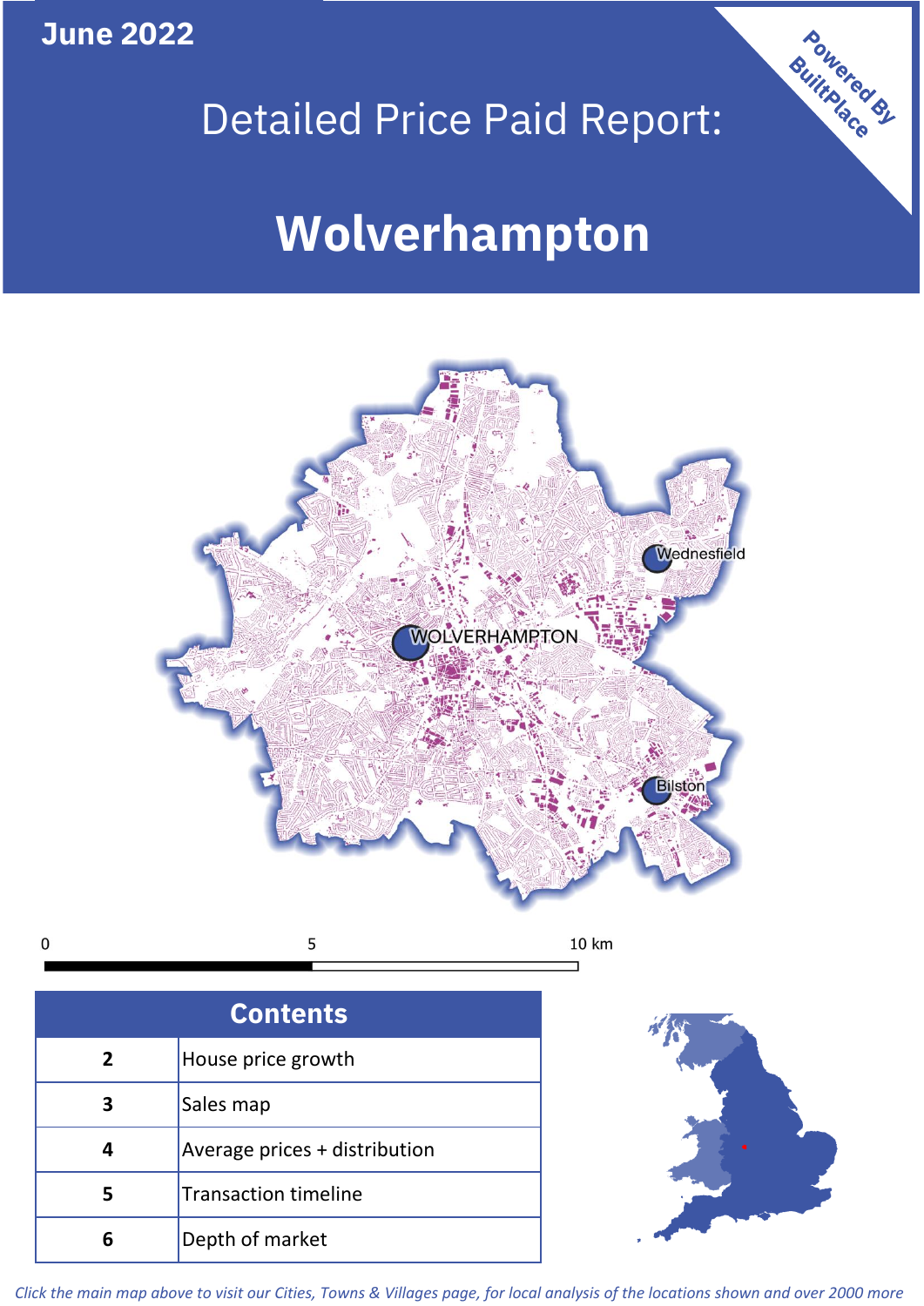June 2022

Powered By BuiltPlace

# Detailed Price Paid Report:

# Wolverhampton

| Contents | |
|---|---|
| 2 | House price growth |
| 3 | Sales map |
| 4 | Average prices + distribution |
| 5 | Transaction timeline |
| 6 | Depth of market |

*Click the main map above to visit our Cities, Towns & Villages page, for local analysis of the locations shown and over 2000 more*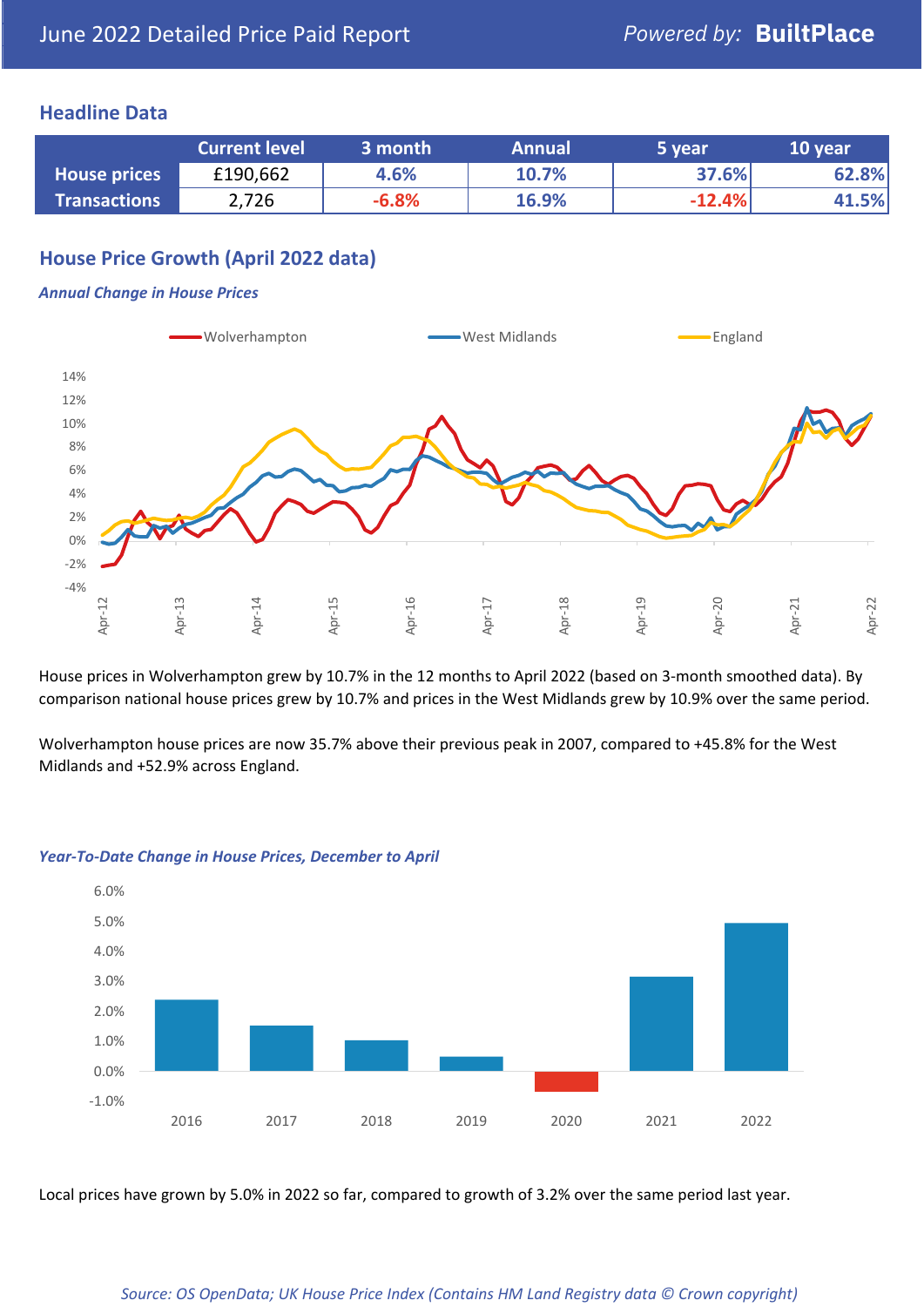# June 2022 Detailed Price Paid Report

*Powered by:* **BuiltPlace**

## Headline Data

| | Current level | 3 month | Annual | 5 year | 10 year |
|---|---|---|---|---|---|
| **House prices** | £190,662 | 4.6% | 10.7% | 37.6% | 62.8% |
| **Transactions** | 2,726 | -6.8% | 16.9% | -12.4% | 41.5% |

## House Price Growth (April 2022 data)

***Annual Change in House Prices***

House prices in Wolverhampton grew by 10.7% in the 12 months to April 2022 (based on 3-month smoothed data). By comparison national house prices grew by 10.7% and prices in the West Midlands grew by 10.9% over the same period.

Wolverhampton house prices are now 35.7% above their previous peak in 2007, compared to +45.8% for the West Midlands and +52.9% across England.

***Year-To-Date Change in House Prices, December to April***

Local prices have grown by 5.0% in 2022 so far, compared to growth of 3.2% over the same period last year.

*Source: OS OpenData; UK House Price Index (Contains HM Land Registry data © Crown copyright)*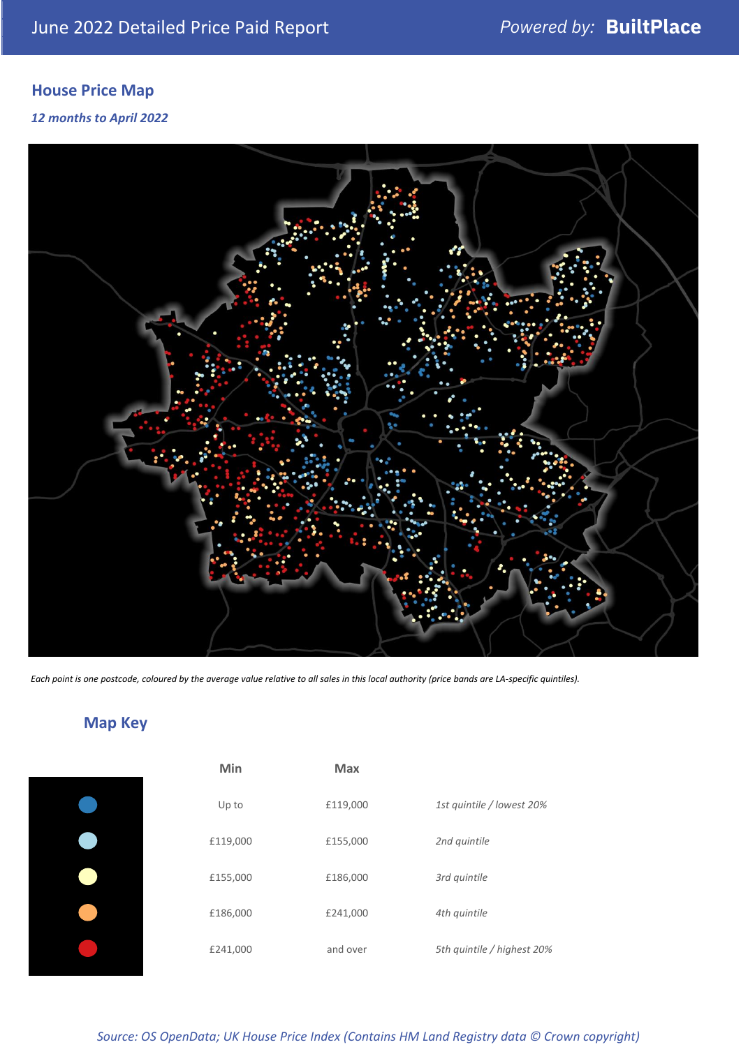June 2022 Detailed Price Paid Report

*Powered by:* **BuiltPlace**

## House Price Map

***12 months to April 2022***

*Each point is one postcode, coloured by the average value relative to all sales in this local authority (price bands are LA-specific quintiles).*

## Map Key

| | Min | Max | |
|---|---|---|---|
| | Up to | £119,000 | *1st quintile / lowest 20%* |
| | £119,000 | £155,000 | *2nd quintile* |
| | £155,000 | £186,000 | *3rd quintile* |
| | £186,000 | £241,000 | *4th quintile* |
| | £241,000 | and over | *5th quintile / highest 20%* |

*Source: OS OpenData; UK House Price Index (Contains HM Land Registry data © Crown copyright)*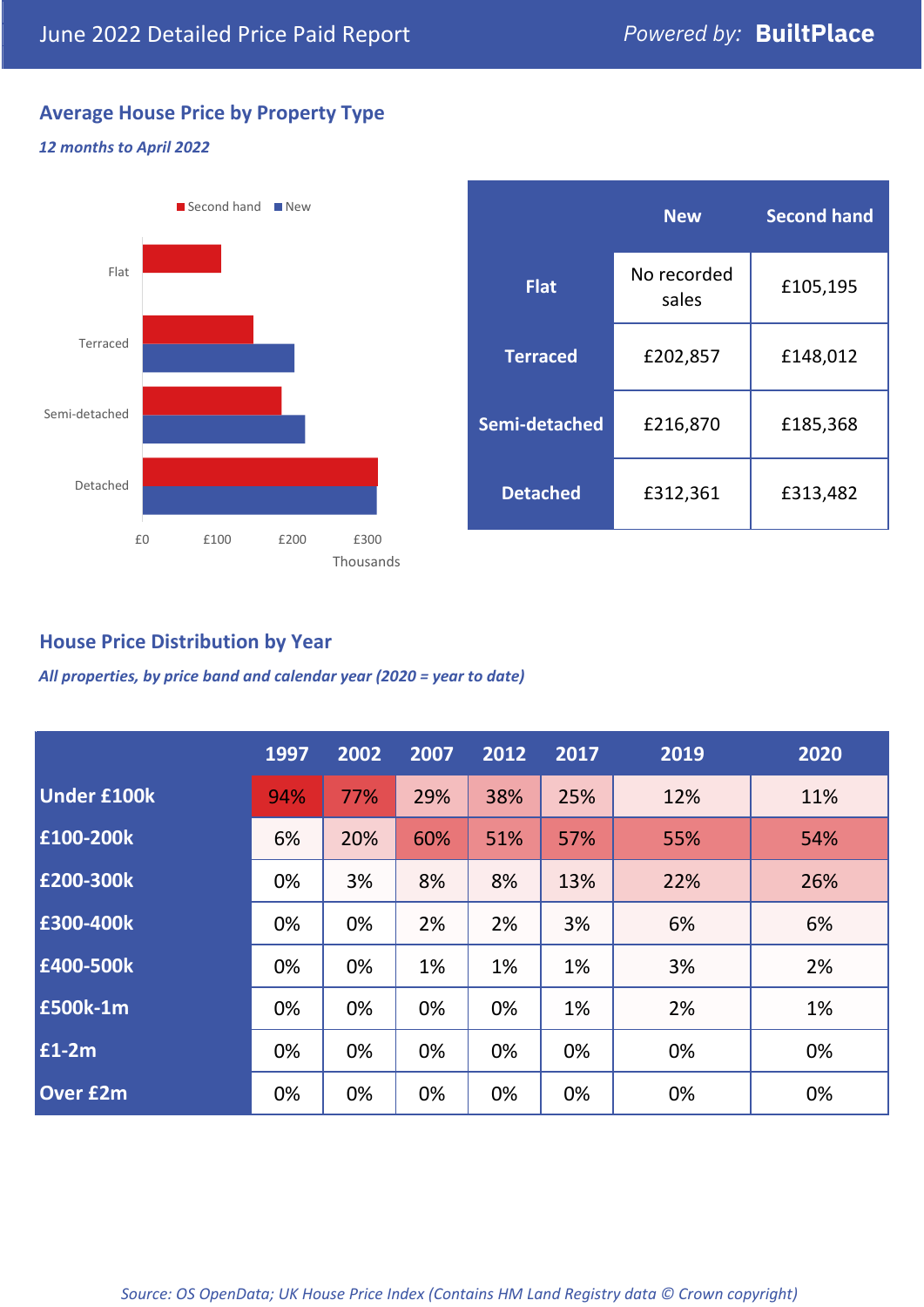June 2022 Detailed Price Paid Report — *Powered by:* **BuiltPlace**

## Average House Price by Property Type

*12 months to April 2022*

| | New | Second hand |
|---|---|---|
| **Flat** | No recorded sales | £105,195 |
| **Terraced** | £202,857 | £148,012 |
| **Semi-detached** | £216,870 | £185,368 |
| **Detached** | £312,361 | £313,482 |

## House Price Distribution by Year

*All properties, by price band and calendar year (2020 = year to date)*

| | 1997 | 2002 | 2007 | 2012 | 2017 | 2019 | 2020 |
|---|---|---|---|---|---|---|---|
| **Under £100k** | 94% | 77% | 29% | 38% | 25% | 12% | 11% |
| **£100-200k** | 6% | 20% | 60% | 51% | 57% | 55% | 54% |
| **£200-300k** | 0% | 3% | 8% | 8% | 13% | 22% | 26% |
| **£300-400k** | 0% | 0% | 2% | 2% | 3% | 6% | 6% |
| **£400-500k** | 0% | 0% | 1% | 1% | 1% | 3% | 2% |
| **£500k-1m** | 0% | 0% | 0% | 0% | 1% | 2% | 1% |
| **£1-2m** | 0% | 0% | 0% | 0% | 0% | 0% | 0% |
| **Over £2m** | 0% | 0% | 0% | 0% | 0% | 0% | 0% |

*Source: OS OpenData; UK House Price Index (Contains HM Land Registry data © Crown copyright)*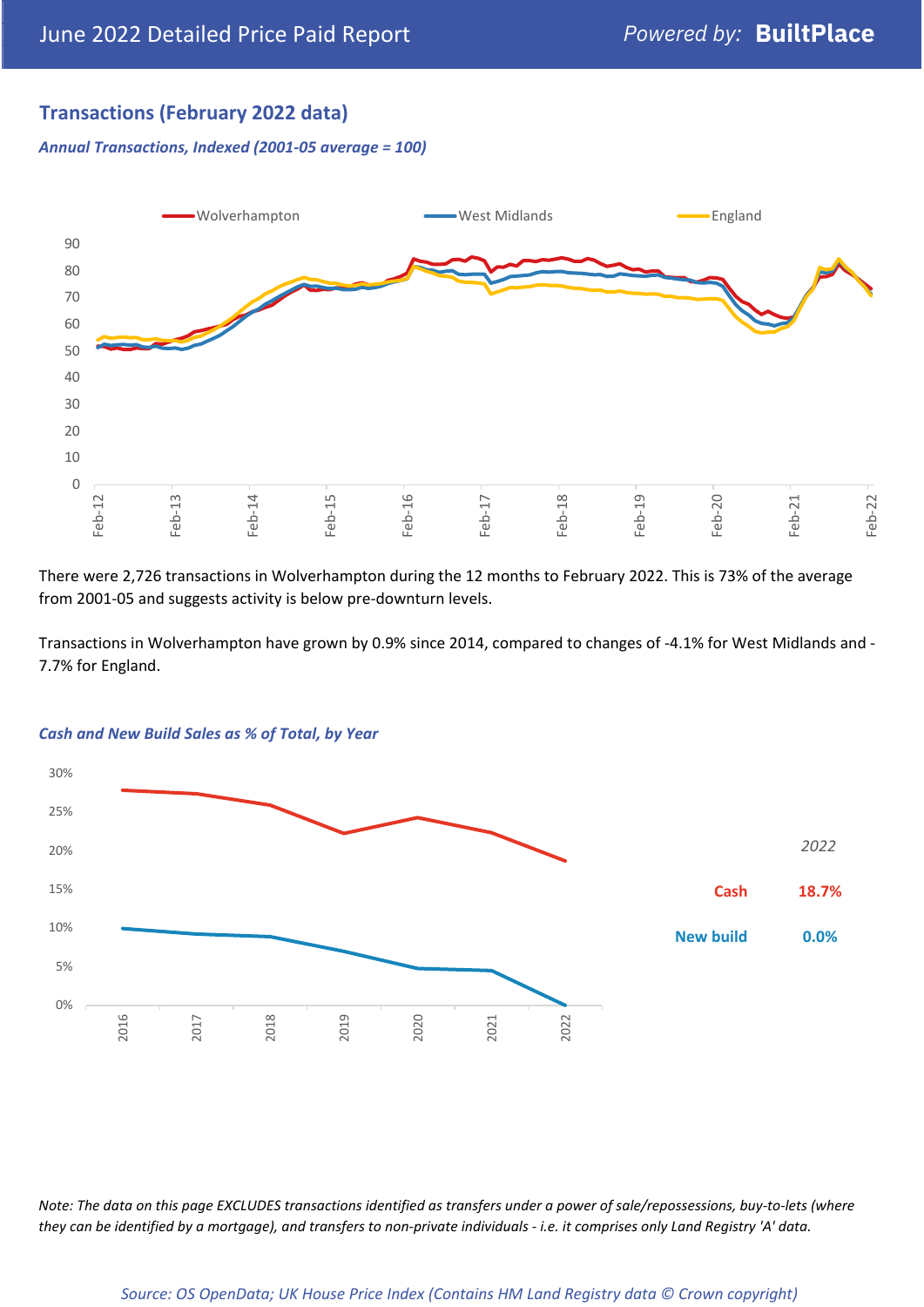## Transactions (February 2022 data)

*Annual Transactions, Indexed (2001-05 average = 100)*

There were 2,726 transactions in Wolverhampton during the 12 months to February 2022. This is 73% of the average from 2001-05 and suggests activity is below pre-downturn levels.

Transactions in Wolverhampton have grown by 0.9% since 2014, compared to changes of -4.1% for West Midlands and -7.7% for England.

*Cash and New Build Sales as % of Total, by Year*

| 2022 | |
|---|---|
| Cash | 18.7% |
| New build | 0.0% |

*Note: The data on this page EXCLUDES transactions identified as transfers under a power of sale/repossessions, buy-to-lets (where they can be identified by a mortgage), and transfers to non-private individuals - i.e. it comprises only Land Registry 'A' data.*

*Source: OS OpenData; UK House Price Index (Contains HM Land Registry data © Crown copyright)*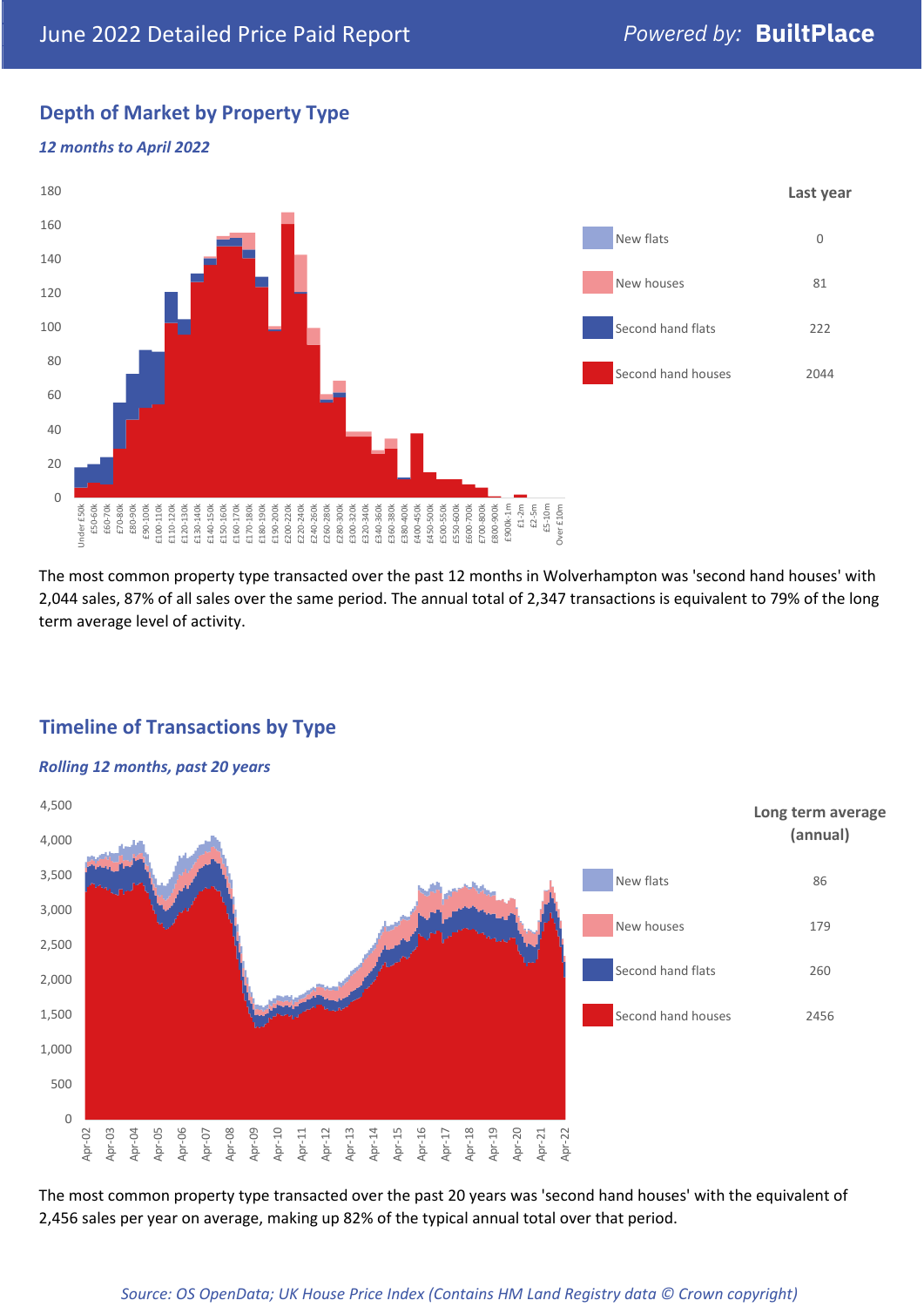June 2022 Detailed Price Paid Report

Powered by: **BuiltPlace**

## Depth of Market by Property Type

*12 months to April 2022*

180
160
140
120
100
80
60
40
20
0

Under £50k, £50-60k, £60-70k, £70-80k, £80-90k, £90-100k, £100-110k, £110-120k, £120-130k, £130-140k, £140-150k, £150-160k, £160-170k, £170-180k, £180-190k, £190-200k, £200-220k, £220-240k, £240-260k, £260-280k, £280-300k, £300-320k, £320-340k, £340-360k, £360-380k, £380-400k, £400-450k, £450-500k, £500-550k, £550-600k, £600-700k, £700-800k, £800-900k, £900k-1m, £1-2m, £2-5m, £5-10m, Over £10m

Last year

New flats 0

New houses 81

Second hand flats 222

Second hand houses 2044

The most common property type transacted over the past 12 months in Wolverhampton was 'second hand houses' with 2,044 sales, 87% of all sales over the same period. The annual total of 2,347 transactions is equivalent to 79% of the long term average level of activity.

## Timeline of Transactions by Type

*Rolling 12 months, past 20 years*

4,500
4,000
3,500
3,000
2,500
2,000
1,500
1,000
500
0

Apr-02, Apr-03, Apr-04, Apr-05, Apr-06, Apr-07, Apr-08, Apr-09, Apr-10, Apr-11, Apr-12, Apr-13, Apr-14, Apr-15, Apr-16, Apr-17, Apr-18, Apr-19, Apr-20, Apr-21, Apr-22

Long term average (annual)

New flats 86

New houses 179

Second hand flats 260

Second hand houses 2456

The most common property type transacted over the past 20 years was 'second hand houses' with the equivalent of 2,456 sales per year on average, making up 82% of the typical annual total over that period.

*Source: OS OpenData; UK House Price Index (Contains HM Land Registry data © Crown copyright)*